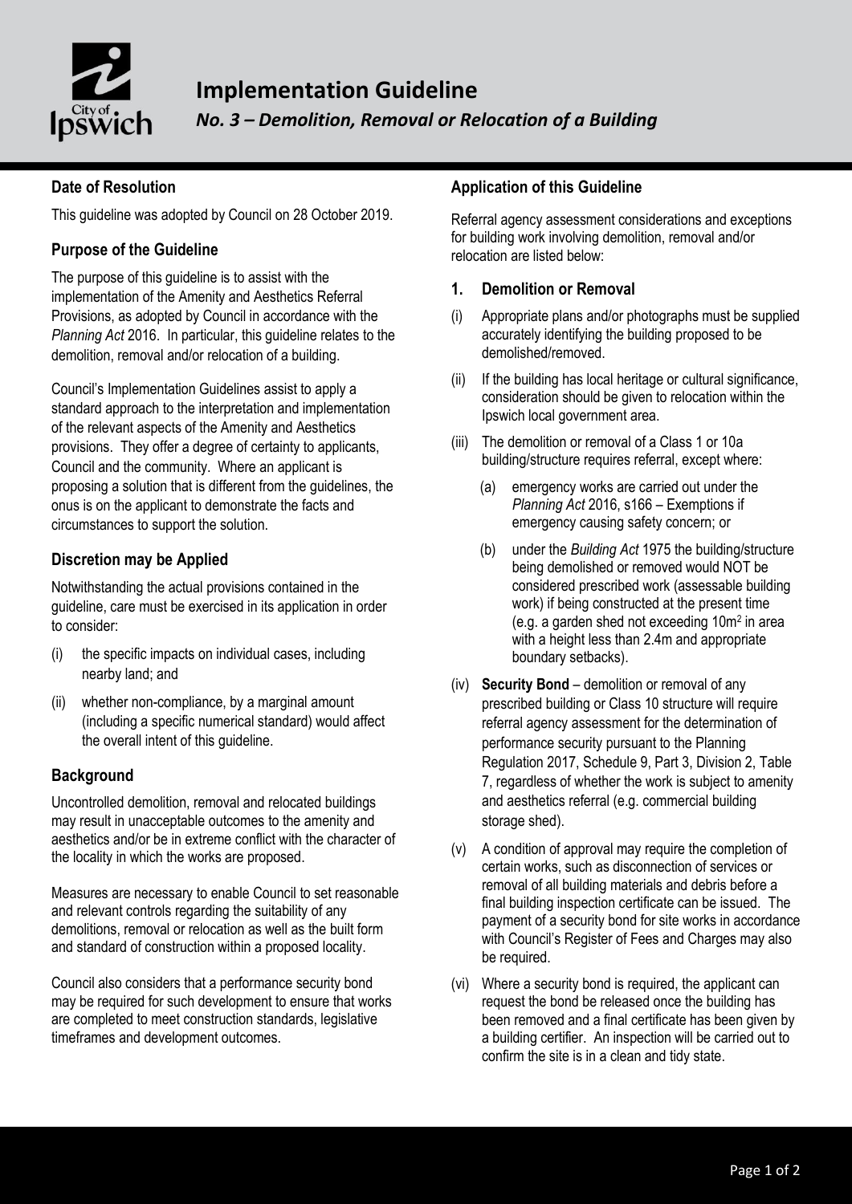# Implementation Guideline

## *No. 3 – Demolition, Removal or Relocation of a Building*

### Date of Resolution

This guideline was adopted by Council on 28 October 2019.

### Purpose of the Guideline

The purpose of this guideline is to assist with the implementation of the Amenity and Aesthetics Referral Provisions, as adopted by Council in accordance with the *Planning Act* 2016. In particular, this guideline relates to the demolition, removal and/or relocation of a building.

Council's Implementation Guidelines assist to apply a standard approach to the interpretation and implementation of the relevant aspects of the Amenity and Aesthetics provisions. They offer a degree of certainty to applicants, Council and the community. Where an applicant is proposing a solution that is different from the guidelines, the onus is on the applicant to demonstrate the facts and circumstances to support the solution.

### Discretion may be Applied

Notwithstanding the actual provisions contained in the guideline, care must be exercised in its application in order to consider:

(i) the specific impacts on individual cases, including nearby land; and

(ii) whether non-compliance, by a marginal amount (including a specific numerical standard) would affect the overall intent of this guideline.

### Background

Uncontrolled demolition, removal and relocated buildings may result in unacceptable outcomes to the amenity and aesthetics and/or be in extreme conflict with the character of the locality in which the works are proposed.

Measures are necessary to enable Council to set reasonable and relevant controls regarding the suitability of any demolitions, removal or relocation as well as the built form and standard of construction within a proposed locality.

Council also considers that a performance security bond may be required for such development to ensure that works are completed to meet construction standards, legislative timeframes and development outcomes.

### Application of this Guideline

Referral agency assessment considerations and exceptions for building work involving demolition, removal and/or relocation are listed below:

### 1. Demolition or Removal

(i) Appropriate plans and/or photographs must be supplied accurately identifying the building proposed to be demolished/removed.

(ii) If the building has local heritage or cultural significance, consideration should be given to relocation within the Ipswich local government area.

(iii) The demolition or removal of a Class 1 or 10a building/structure requires referral, except where:

  (a) emergency works are carried out under the *Planning Act* 2016, s166 – Exemptions if emergency causing safety concern; or

  (b) under the *Building Act* 1975 the building/structure being demolished or removed would NOT be considered prescribed work (assessable building work) if being constructed at the present time (e.g. a garden shed not exceeding 10m$^2$ in area with a height less than 2.4m and appropriate boundary setbacks).

(iv) **Security Bond** – demolition or removal of any prescribed building or Class 10 structure will require referral agency assessment for the determination of performance security pursuant to the Planning Regulation 2017, Schedule 9, Part 3, Division 2, Table 7, regardless of whether the work is subject to amenity and aesthetics referral (e.g. commercial building storage shed).

(v) A condition of approval may require the completion of certain works, such as disconnection of services or removal of all building materials and debris before a final building inspection certificate can be issued. The payment of a security bond for site works in accordance with Council's Register of Fees and Charges may also be required.

(vi) Where a security bond is required, the applicant can request the bond be released once the building has been removed and a final certificate has been given by a building certifier. An inspection will be carried out to confirm the site is in a clean and tidy state.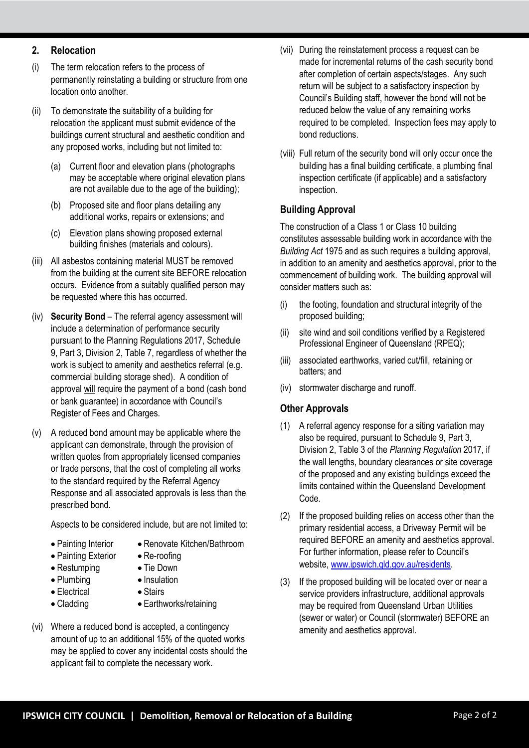## 2. Relocation

(i) The term relocation refers to the process of permanently reinstating a building or structure from one location onto another.

(ii) To demonstrate the suitability of a building for relocation the applicant must submit evidence of the buildings current structural and aesthetic condition and any proposed works, including but not limited to:

- (a) Current floor and elevation plans (photographs may be acceptable where original elevation plans are not available due to the age of the building);
- (b) Proposed site and floor plans detailing any additional works, repairs or extensions; and
- (c) Elevation plans showing proposed external building finishes (materials and colours).

(iii) All asbestos containing material MUST be removed from the building at the current site BEFORE relocation occurs. Evidence from a suitably qualified person may be requested where this has occurred.

(iv) **Security Bond** – The referral agency assessment will include a determination of performance security pursuant to the Planning Regulations 2017, Schedule 9, Part 3, Division 2, Table 7, regardless of whether the work is subject to amenity and aesthetics referral (e.g. commercial building storage shed). A condition of approval will require the payment of a bond (cash bond or bank guarantee) in accordance with Council's Register of Fees and Charges.

(v) A reduced bond amount may be applicable where the applicant can demonstrate, through the provision of written quotes from appropriately licensed companies or trade persons, that the cost of completing all works to the standard required by the Referral Agency Response and all associated approvals is less than the prescribed bond.

Aspects to be considered include, but are not limited to:

- Painting Interior
- Painting Exterior
- Restumping
- Plumbing
- Electrical
- Cladding
- Renovate Kitchen/Bathroom
- Re-roofing
- Tie Down
- Insulation
- Stairs
- Earthworks/retaining

(vi) Where a reduced bond is accepted, a contingency amount of up to an additional 15% of the quoted works may be applied to cover any incidental costs should the applicant fail to complete the necessary work.

(vii) During the reinstatement process a request can be made for incremental returns of the cash security bond after completion of certain aspects/stages. Any such return will be subject to a satisfactory inspection by Council's Building staff, however the bond will not be reduced below the value of any remaining works required to be completed. Inspection fees may apply to bond reductions.

(viii) Full return of the security bond will only occur once the building has a final building certificate, a plumbing final inspection certificate (if applicable) and a satisfactory inspection.

### Building Approval

The construction of a Class 1 or Class 10 building constitutes assessable building work in accordance with the *Building Act* 1975 and as such requires a building approval, in addition to an amenity and aesthetics approval, prior to the commencement of building work. The building approval will consider matters such as:

(i) the footing, foundation and structural integrity of the proposed building;

(ii) site wind and soil conditions verified by a Registered Professional Engineer of Queensland (RPEQ);

(iii) associated earthworks, varied cut/fill, retaining or batters; and

(iv) stormwater discharge and runoff.

### Other Approvals

(1) A referral agency response for a siting variation may also be required, pursuant to Schedule 9, Part 3, Division 2, Table 3 of the *Planning Regulation* 2017, if the wall lengths, boundary clearances or site coverage of the proposed and any existing buildings exceed the limits contained within the Queensland Development Code.

(2) If the proposed building relies on access other than the primary residential access, a Driveway Permit will be required BEFORE an amenity and aesthetics approval. For further information, please refer to Council's website, www.ipswich.qld.gov.au/residents.

(3) If the proposed building will be located over or near a service providers infrastructure, additional approvals may be required from Queensland Urban Utilities (sewer or water) or Council (stormwater) BEFORE an amenity and aesthetics approval.